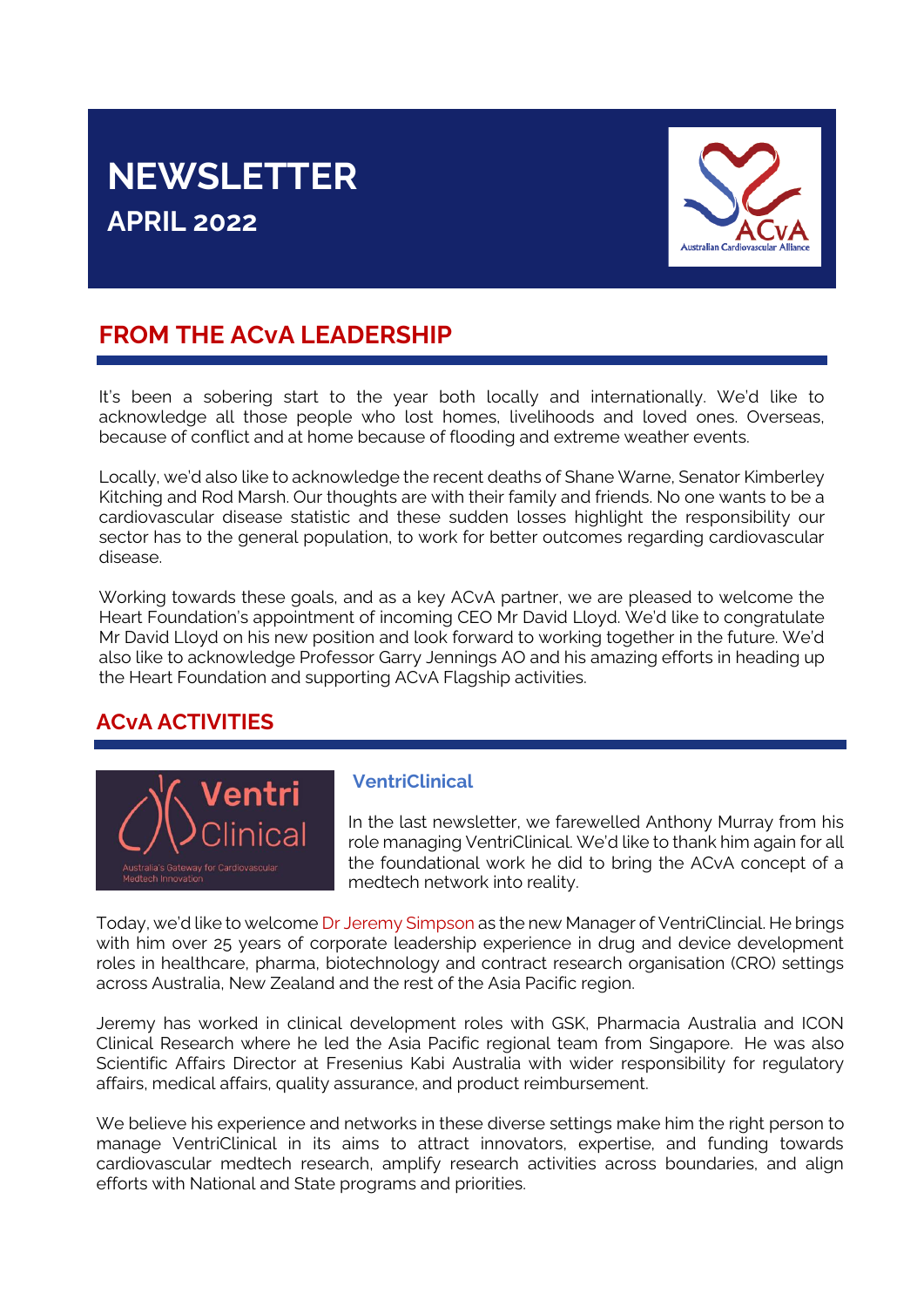# NEWSLETTER
## APRIL 2022

## FROM THE ACvA LEADERSHIP

It's been a sobering start to the year both locally and internationally. We'd like to acknowledge all those people who lost homes, livelihoods and loved ones. Overseas, because of conflict and at home because of flooding and extreme weather events.

Locally, we'd also like to acknowledge the recent deaths of Shane Warne, Senator Kimberley Kitching and Rod Marsh. Our thoughts are with their family and friends. No one wants to be a cardiovascular disease statistic and these sudden losses highlight the responsibility our sector has to the general population, to work for better outcomes regarding cardiovascular disease.

Working towards these goals, and as a key ACvA partner, we are pleased to welcome the Heart Foundation's appointment of incoming CEO Mr David Lloyd. We'd like to congratulate Mr David Lloyd on his new position and look forward to working together in the future. We'd also like to acknowledge Professor Garry Jennings AO and his amazing efforts in heading up the Heart Foundation and supporting ACvA Flagship activities.

## ACvA ACTIVITIES

### VentriClinical

In the last newsletter, we farewelled Anthony Murray from his role managing VentriClinical. We'd like to thank him again for all the foundational work he did to bring the ACvA concept of a medtech network into reality.

Today, we'd like to welcome Dr Jeremy Simpson as the new Manager of VentriClincial. He brings with him over 25 years of corporate leadership experience in drug and device development roles in healthcare, pharma, biotechnology and contract research organisation (CRO) settings across Australia, New Zealand and the rest of the Asia Pacific region.

Jeremy has worked in clinical development roles with GSK, Pharmacia Australia and ICON Clinical Research where he led the Asia Pacific regional team from Singapore. He was also Scientific Affairs Director at Fresenius Kabi Australia with wider responsibility for regulatory affairs, medical affairs, quality assurance, and product reimbursement.

We believe his experience and networks in these diverse settings make him the right person to manage VentriClinical in its aims to attract innovators, expertise, and funding towards cardiovascular medtech research, amplify research activities across boundaries, and align efforts with National and State programs and priorities.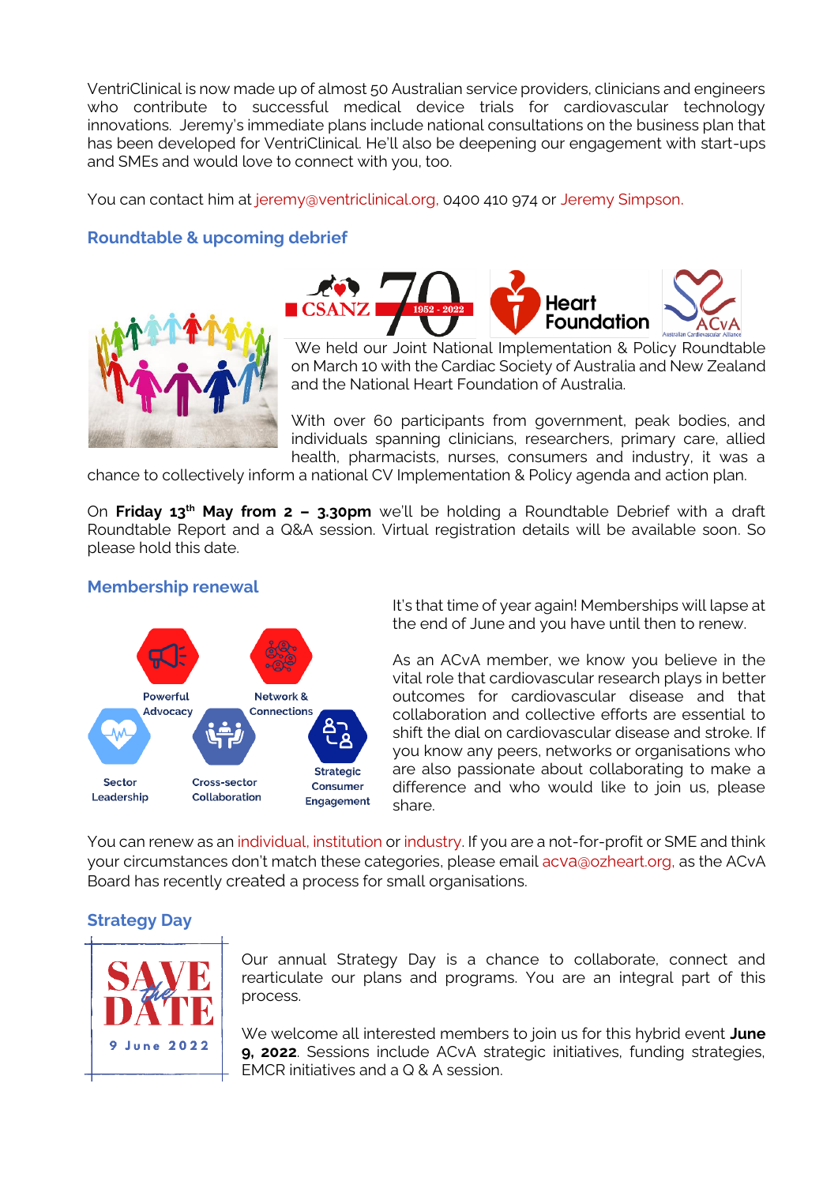VentriClinical is now made up of almost 50 Australian service providers, clinicians and engineers who contribute to successful medical device trials for cardiovascular technology innovations. Jeremy's immediate plans include national consultations on the business plan that has been developed for VentriClinical. He'll also be deepening our engagement with start-ups and SMEs and would love to connect with you, too.

You can contact him at jeremy@ventriclinical.org, 0400 410 974 or Jeremy Simpson.

## Roundtable & upcoming debrief

We held our Joint National Implementation & Policy Roundtable on March 10 with the Cardiac Society of Australia and New Zealand and the National Heart Foundation of Australia.

With over 60 participants from government, peak bodies, and individuals spanning clinicians, researchers, primary care, allied health, pharmacists, nurses, consumers and industry, it was a chance to collectively inform a national CV Implementation & Policy agenda and action plan.

On **Friday 13th May from 2 – 3.30pm** we'll be holding a Roundtable Debrief with a draft Roundtable Report and a Q&A session. Virtual registration details will be available soon. So please hold this date.

## Membership renewal

Powerful Advocacy

Network & Connections

Sector Leadership

Cross-sector Collaboration

Strategic Consumer Engagement

It's that time of year again! Memberships will lapse at the end of June and you have until then to renew.

As an ACvA member, we know you believe in the vital role that cardiovascular research plays in better outcomes for cardiovascular disease and that collaboration and collective efforts are essential to shift the dial on cardiovascular disease and stroke. If you know any peers, networks or organisations who are also passionate about collaborating to make a difference and who would like to join us, please share.

You can renew as an individual, institution or industry. If you are a not-for-profit or SME and think your circumstances don't match these categories, please email acva@ozheart.org, as the ACvA Board has recently created a process for small organisations.

## Strategy Day

SAVE the DATE
9 June 2022

Our annual Strategy Day is a chance to collaborate, connect and rearticulate our plans and programs. You are an integral part of this process.

We welcome all interested members to join us for this hybrid event **June 9, 2022**. Sessions include ACvA strategic initiatives, funding strategies, EMCR initiatives and a Q & A session.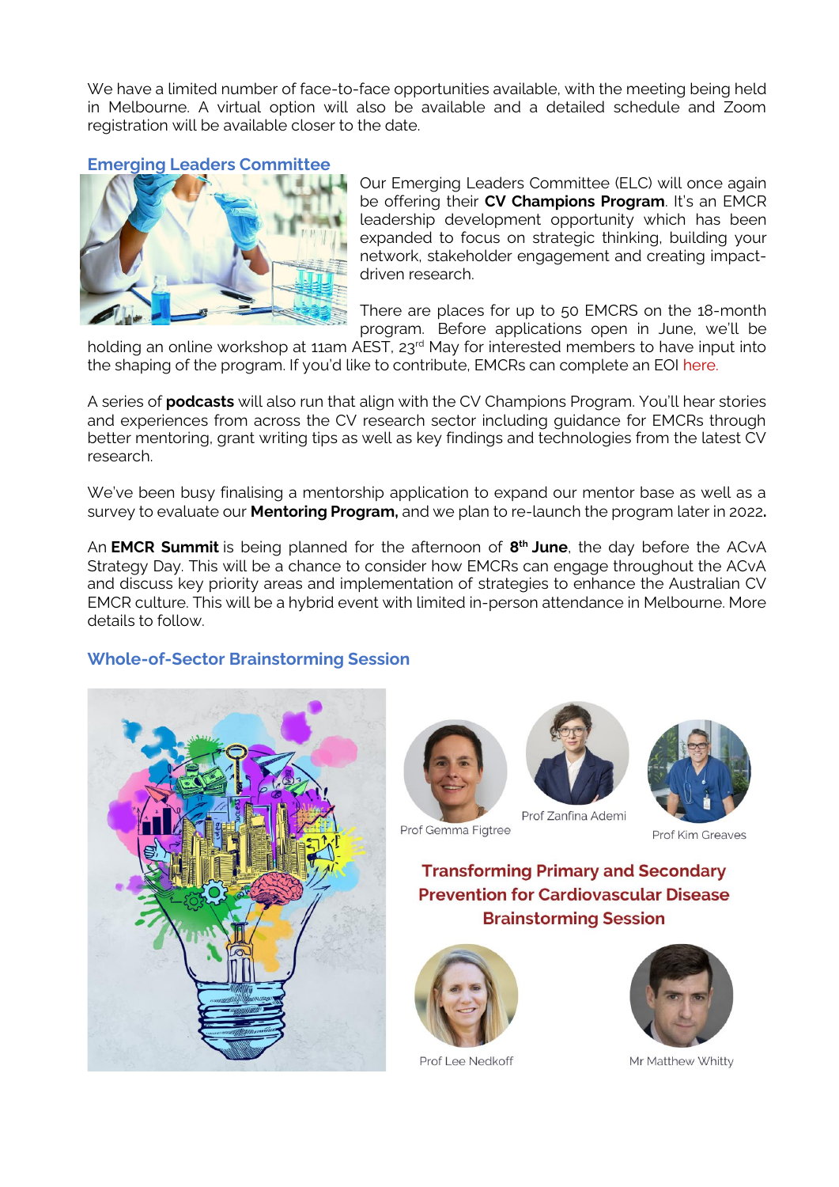We have a limited number of face-to-face opportunities available, with the meeting being held in Melbourne. A virtual option will also be available and a detailed schedule and Zoom registration will be available closer to the date.

## Emerging Leaders Committee

Our Emerging Leaders Committee (ELC) will once again be offering their **CV Champions Program**. It's an EMCR leadership development opportunity which has been expanded to focus on strategic thinking, building your network, stakeholder engagement and creating impact-driven research.

There are places for up to 50 EMCRS on the 18-month program. Before applications open in June, we'll be holding an online workshop at 11am AEST, 23rd May for interested members to have input into the shaping of the program. If you'd like to contribute, EMCRs can complete an EOI here.

A series of **podcasts** will also run that align with the CV Champions Program. You'll hear stories and experiences from across the CV research sector including guidance for EMCRs through better mentoring, grant writing tips as well as key findings and technologies from the latest CV research.

We've been busy finalising a mentorship application to expand our mentor base as well as a survey to evaluate our **Mentoring Program,** and we plan to re-launch the program later in 2022**.**

An **EMCR Summit** is being planned for the afternoon of **8th June**, the day before the ACvA Strategy Day. This will be a chance to consider how EMCRs can engage throughout the ACvA and discuss key priority areas and implementation of strategies to enhance the Australian CV EMCR culture. This will be a hybrid event with limited in-person attendance in Melbourne. More details to follow.

## Whole-of-Sector Brainstorming Session

Prof Gemma Figtree

Prof Zanfina Ademi

Prof Kim Greaves

**Transforming Primary and Secondary Prevention for Cardiovascular Disease Brainstorming Session**

Prof Lee Nedkoff

Mr Matthew Whitty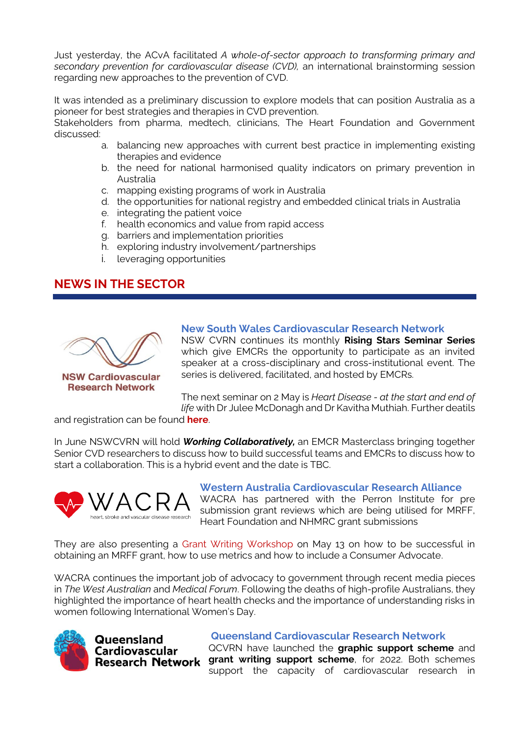Just yesterday, the ACvA facilitated *A whole-of-sector approach to transforming primary and secondary prevention for cardiovascular disease (CVD),* an international brainstorming session regarding new approaches to the prevention of CVD.

It was intended as a preliminary discussion to explore models that can position Australia as a pioneer for best strategies and therapies in CVD prevention.
Stakeholders from pharma, medtech, clinicians, The Heart Foundation and Government discussed:

a. balancing new approaches with current best practice in implementing existing therapies and evidence
b. the need for national harmonised quality indicators on primary prevention in Australia
c. mapping existing programs of work in Australia
d. the opportunities for national registry and embedded clinical trials in Australia
e. integrating the patient voice
f. health economics and value from rapid access
g. barriers and implementation priorities
h. exploring industry involvement/partnerships
i. leveraging opportunities

## NEWS IN THE SECTOR

NSW Cardiovascular Research Network

### New South Wales Cardiovascular Research Network

NSW CVRN continues its monthly **Rising Stars Seminar Series** which give EMCRs the opportunity to participate as an invited speaker at a cross-disciplinary and cross-institutional event. The series is delivered, facilitated, and hosted by EMCRs.

The next seminar on 2 May is *Heart Disease - at the start and end of life* with Dr Julee McDonagh and Dr Kavitha Muthiah. Further deatils and registration can be found **here**.

In June NSWCVRN will hold ***Working Collaboratively,*** an EMCR Masterclass bringing together Senior CVD researchers to discuss how to build successful teams and EMCRs to discuss how to start a collaboration. This is a hybrid event and the date is TBC.

WACRA heart, stroke and vascular disease research

### Western Australia Cardiovascular Research Alliance

WACRA has partnered with the Perron Institute for pre submission grant reviews which are being utilised for MRFF, Heart Foundation and NHMRC grant submissions

They are also presenting a Grant Writing Workshop on May 13 on how to be successful in obtaining an MRFF grant, how to use metrics and how to include a Consumer Advocate.

WACRA continues the important job of advocacy to government through recent media pieces in *The West Australian* and *Medical Forum*. Following the deaths of high-profile Australians, they highlighted the importance of heart health checks and the importance of understanding risks in women following International Women's Day.

Queensland Cardiovascular Research Network

### Queensland Cardiovascular Research Network

QCVRN have launched the **graphic support scheme** and **grant writing support scheme**, for 2022. Both schemes support the capacity of cardiovascular research in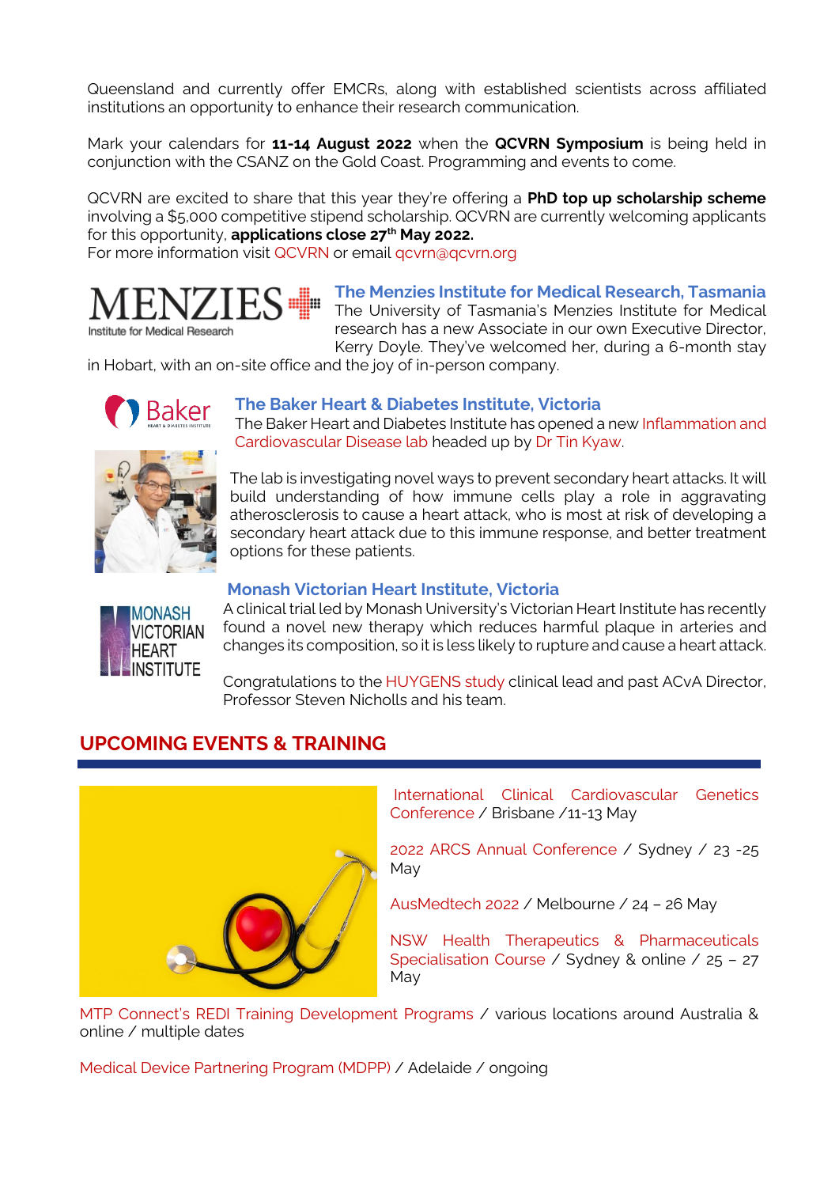Queensland and currently offer EMCRs, along with established scientists across affiliated institutions an opportunity to enhance their research communication.

Mark your calendars for **11-14 August 2022** when the **QCVRN Symposium** is being held in conjunction with the CSANZ on the Gold Coast. Programming and events to come.

QCVRN are excited to share that this year they're offering a **PhD top up scholarship scheme** involving a $5,000 competitive stipend scholarship. QCVRN are currently welcoming applicants for this opportunity, **applications close 27th May 2022.**
For more information visit QCVRN or email qcvrn@qcvrn.org

### The Menzies Institute for Medical Research, Tasmania

The University of Tasmania's Menzies Institute for Medical research has a new Associate in our own Executive Director, Kerry Doyle. They've welcomed her, during a 6-month stay in Hobart, with an on-site office and the joy of in-person company.

### The Baker Heart & Diabetes Institute, Victoria

The Baker Heart and Diabetes Institute has opened a new Inflammation and Cardiovascular Disease lab headed up by Dr Tin Kyaw.

The lab is investigating novel ways to prevent secondary heart attacks. It will build understanding of how immune cells play a role in aggravating atherosclerosis to cause a heart attack, who is most at risk of developing a secondary heart attack due to this immune response, and better treatment options for these patients.

### Monash Victorian Heart Institute, Victoria

A clinical trial led by Monash University's Victorian Heart Institute has recently found a novel new therapy which reduces harmful plaque in arteries and changes its composition, so it is less likely to rupture and cause a heart attack.

Congratulations to the HUYGENS study clinical lead and past ACvA Director, Professor Steven Nicholls and his team.

## UPCOMING EVENTS & TRAINING

International Clinical Cardiovascular Genetics Conference / Brisbane /11-13 May

2022 ARCS Annual Conference / Sydney / 23 -25 May

AusMedtech 2022 / Melbourne / 24 – 26 May

NSW Health Therapeutics & Pharmaceuticals Specialisation Course / Sydney & online / 25 – 27 May

MTP Connect's REDI Training Development Programs / various locations around Australia & online / multiple dates

Medical Device Partnering Program (MDPP) / Adelaide / ongoing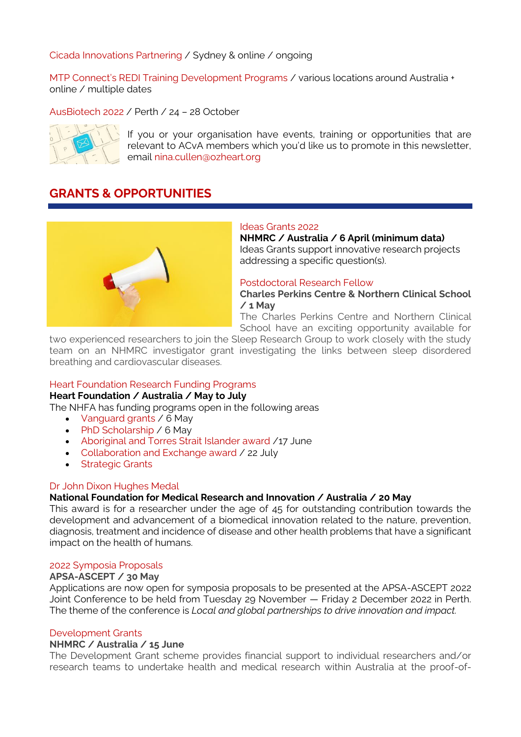Cicada Innovations Partnering / Sydney & online / ongoing

MTP Connect's REDI Training Development Programs / various locations around Australia + online / multiple dates

AusBiotech 2022 / Perth / 24 – 28 October

If you or your organisation have events, training or opportunities that are relevant to ACvA members which you'd like us to promote in this newsletter, email nina.cullen@ozheart.org

## GRANTS & OPPORTUNITIES

Ideas Grants 2022
**NHMRC / Australia / 6 April (minimum data)**
Ideas Grants support innovative research projects addressing a specific question(s).

Postdoctoral Research Fellow
**Charles Perkins Centre & Northern Clinical School / 1 May**
The Charles Perkins Centre and Northern Clinical School have an exciting opportunity available for two experienced researchers to join the Sleep Research Group to work closely with the study team on an NHMRC investigator grant investigating the links between sleep disordered breathing and cardiovascular diseases.

Heart Foundation Research Funding Programs
**Heart Foundation / Australia / May to July**
The NHFA has funding programs open in the following areas

- Vanguard grants / 6 May
- PhD Scholarship / 6 May
- Aboriginal and Torres Strait Islander award /17 June
- Collaboration and Exchange award / 22 July
- Strategic Grants

Dr John Dixon Hughes Medal
**National Foundation for Medical Research and Innovation / Australia / 20 May**
This award is for a researcher under the age of 45 for outstanding contribution towards the development and advancement of a biomedical innovation related to the nature, prevention, diagnosis, treatment and incidence of disease and other health problems that have a significant impact on the health of humans.

2022 Symposia Proposals
**APSA-ASCEPT / 30 May**
Applications are now open for symposia proposals to be presented at the APSA-ASCEPT 2022 Joint Conference to be held from Tuesday 29 November — Friday 2 December 2022 in Perth. The theme of the conference is *Local and global partnerships to drive innovation and impact.*

Development Grants
**NHMRC / Australia / 15 June**
The Development Grant scheme provides financial support to individual researchers and/or research teams to undertake health and medical research within Australia at the proof-of-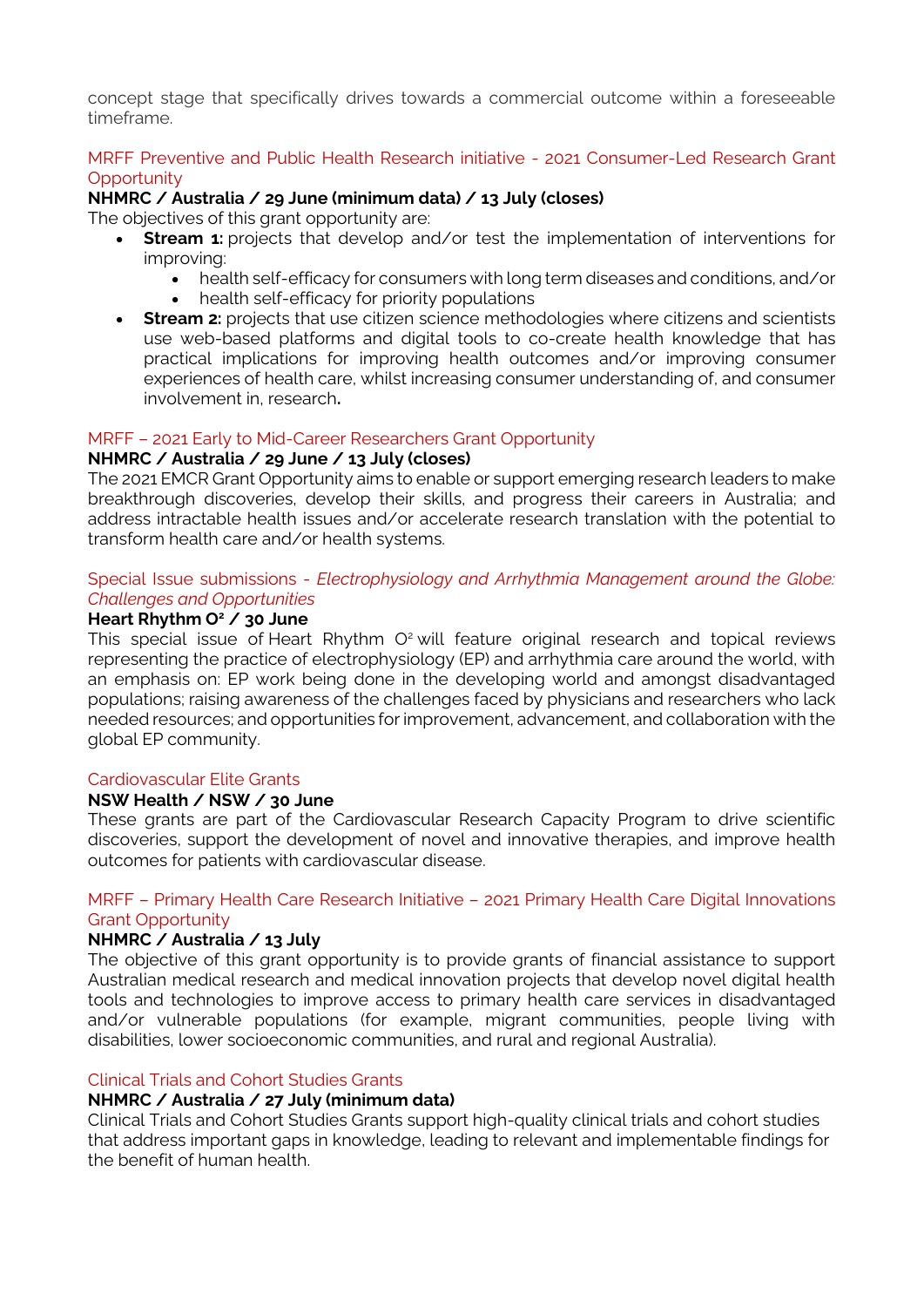concept stage that specifically drives towards a commercial outcome within a foreseeable timeframe.

MRFF Preventive and Public Health Research initiative - 2021 Consumer-Led Research Grant Opportunity

**NHMRC / Australia / 29 June (minimum data) / 13 July (closes)**

The objectives of this grant opportunity are:

- **Stream 1:** projects that develop and/or test the implementation of interventions for improving:
  - health self-efficacy for consumers with long term diseases and conditions, and/or
  - health self-efficacy for priority populations
- **Stream 2:** projects that use citizen science methodologies where citizens and scientists use web-based platforms and digital tools to co-create health knowledge that has practical implications for improving health outcomes and/or improving consumer experiences of health care, whilst increasing consumer understanding of, and consumer involvement in, research**.**

MRFF – 2021 Early to Mid-Career Researchers Grant Opportunity

**NHMRC / Australia / 29 June / 13 July (closes)**

The 2021 EMCR Grant Opportunity aims to enable or support emerging research leaders to make breakthrough discoveries, develop their skills, and progress their careers in Australia; and address intractable health issues and/or accelerate research translation with the potential to transform health care and/or health systems.

Special Issue submissions - *Electrophysiology and Arrhythmia Management around the Globe: Challenges and Opportunities*

**Heart Rhythm O² / 30 June**

This special issue of Heart Rhythm O² will feature original research and topical reviews representing the practice of electrophysiology (EP) and arrhythmia care around the world, with an emphasis on: EP work being done in the developing world and amongst disadvantaged populations; raising awareness of the challenges faced by physicians and researchers who lack needed resources; and opportunities for improvement, advancement, and collaboration with the global EP community.

Cardiovascular Elite Grants

**NSW Health / NSW / 30 June**

These grants are part of the Cardiovascular Research Capacity Program to drive scientific discoveries, support the development of novel and innovative therapies, and improve health outcomes for patients with cardiovascular disease.

MRFF – Primary Health Care Research Initiative – 2021 Primary Health Care Digital Innovations Grant Opportunity

**NHMRC / Australia / 13 July**

The objective of this grant opportunity is to provide grants of financial assistance to support Australian medical research and medical innovation projects that develop novel digital health tools and technologies to improve access to primary health care services in disadvantaged and/or vulnerable populations (for example, migrant communities, people living with disabilities, lower socioeconomic communities, and rural and regional Australia).

Clinical Trials and Cohort Studies Grants

**NHMRC / Australia / 27 July (minimum data)**

Clinical Trials and Cohort Studies Grants support high-quality clinical trials and cohort studies that address important gaps in knowledge, leading to relevant and implementable findings for the benefit of human health.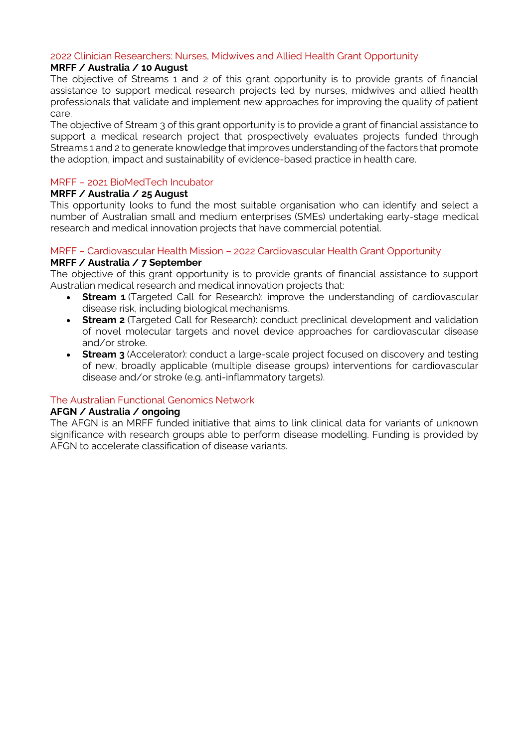### 2022 Clinician Researchers: Nurses, Midwives and Allied Health Grant Opportunity

**MRFF / Australia / 10 August**

The objective of Streams 1 and 2 of this grant opportunity is to provide grants of financial assistance to support medical research projects led by nurses, midwives and allied health professionals that validate and implement new approaches for improving the quality of patient care.

The objective of Stream 3 of this grant opportunity is to provide a grant of financial assistance to support a medical research project that prospectively evaluates projects funded through Streams 1 and 2 to generate knowledge that improves understanding of the factors that promote the adoption, impact and sustainability of evidence-based practice in health care.

### MRFF – 2021 BioMedTech Incubator

**MRFF / Australia / 25 August**

This opportunity looks to fund the most suitable organisation who can identify and select a number of Australian small and medium enterprises (SMEs) undertaking early-stage medical research and medical innovation projects that have commercial potential.

### MRFF – Cardiovascular Health Mission – 2022 Cardiovascular Health Grant Opportunity

**MRFF / Australia / 7 September**

The objective of this grant opportunity is to provide grants of financial assistance to support Australian medical research and medical innovation projects that:

- **Stream 1** (Targeted Call for Research): improve the understanding of cardiovascular disease risk, including biological mechanisms.
- **Stream 2** (Targeted Call for Research): conduct preclinical development and validation of novel molecular targets and novel device approaches for cardiovascular disease and/or stroke.
- **Stream 3** (Accelerator): conduct a large-scale project focused on discovery and testing of new, broadly applicable (multiple disease groups) interventions for cardiovascular disease and/or stroke (e.g. anti-inflammatory targets).

### The Australian Functional Genomics Network

**AFGN / Australia / ongoing**

The AFGN is an MRFF funded initiative that aims to link clinical data for variants of unknown significance with research groups able to perform disease modelling. Funding is provided by AFGN to accelerate classification of disease variants.